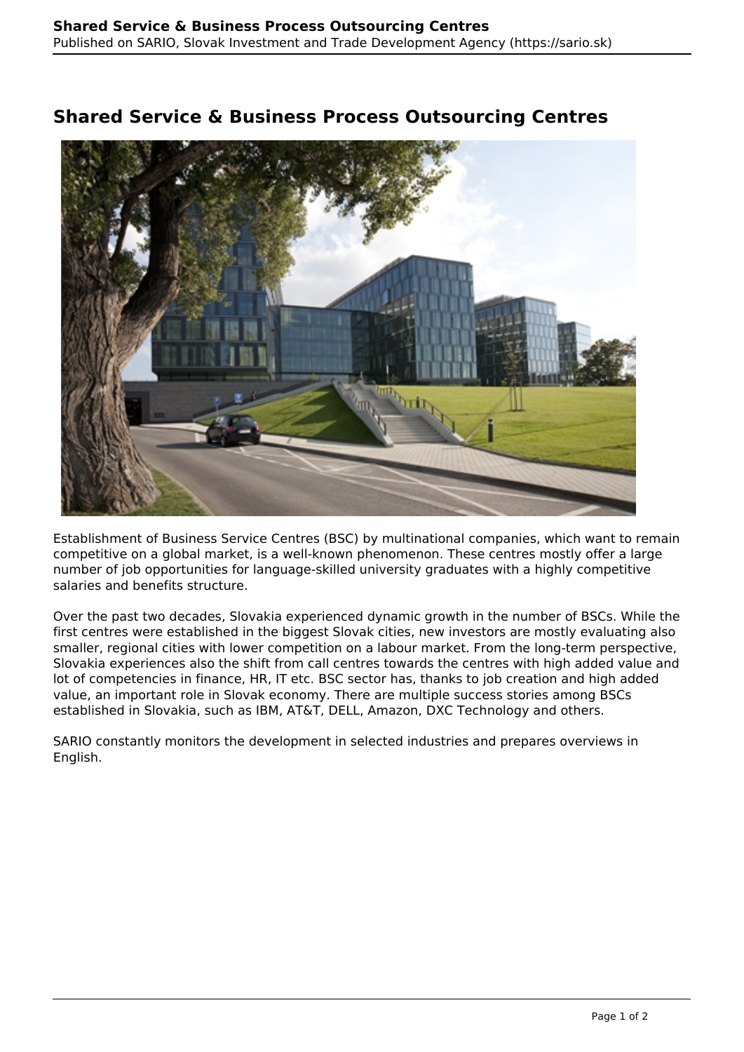# Shared Service & Business Process Outsourcing Centres

Establishment of Business Service Centres (BSC) by multinational companies, which want to remain competitive on a global market, is a well-known phenomenon. These centres mostly offer a large number of job opportunities for language-skilled university graduates with a highly competitive salaries and benefits structure.

Over the past two decades, Slovakia experienced dynamic growth in the number of BSCs. While the first centres were established in the biggest Slovak cities, new investors are mostly evaluating also smaller, regional cities with lower competition on a labour market. From the long-term perspective, Slovakia experiences also the shift from call centres towards the centres with high added value and lot of competencies in finance, HR, IT etc. BSC sector has, thanks to job creation and high added value, an important role in Slovak economy. There are multiple success stories among BSCs established in Slovakia, such as IBM, AT&T, DELL, Amazon, DXC Technology and others.

SARIO constantly monitors the development in selected industries and prepares overviews in English.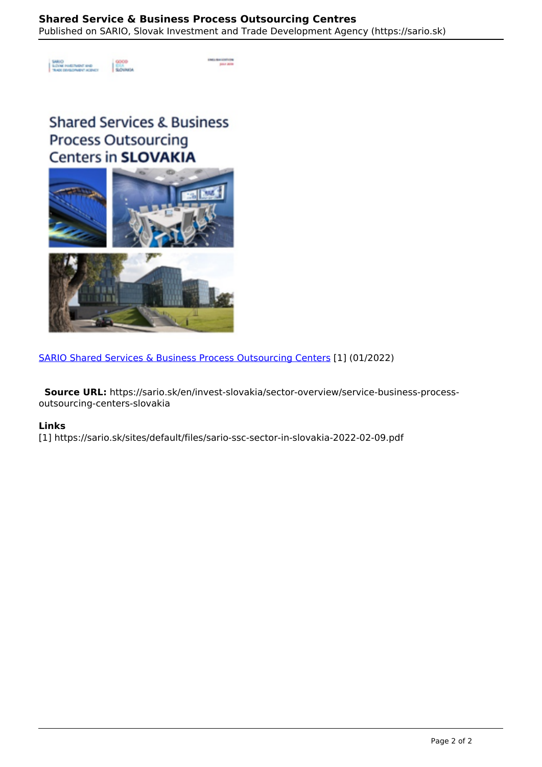[SARIO Shared Services & Business Process Outsourcing Centers](https://sario.sk/sites/default/files/sario-ssc-sector-in-slovakia-2022-02-09.pdf) [1] (01/2022)

**Source URL:** https://sario.sk/en/invest-slovakia/sector-overview/service-business-process-outsourcing-centers-slovakia

**Links**

[1] https://sario.sk/sites/default/files/sario-ssc-sector-in-slovakia-2022-02-09.pdf